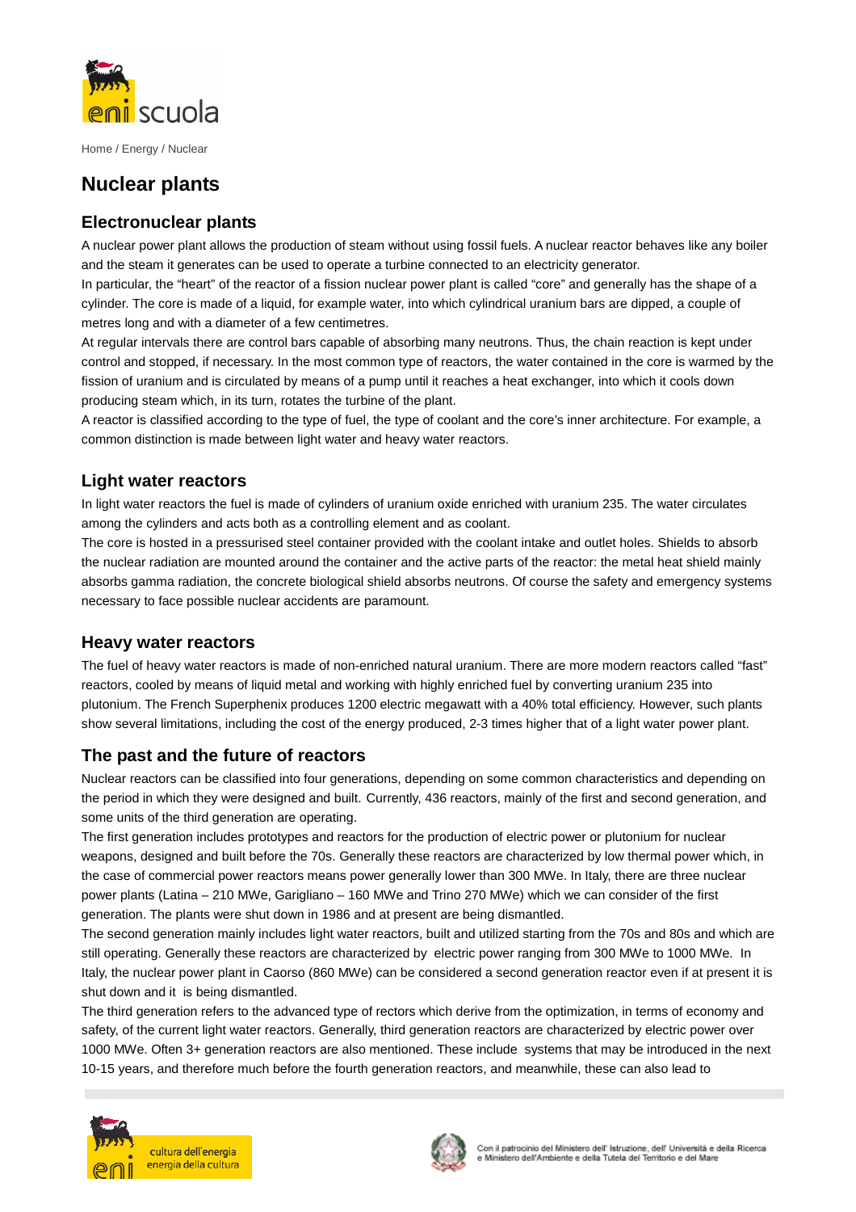Home / Energy / Nuclear

# Nuclear plants

## Electronuclear plants

A nuclear power plant allows the production of steam without using fossil fuels. A nuclear reactor behaves like any boiler and the steam it generates can be used to operate a turbine connected to an electricity generator.

In particular, the "heart" of the reactor of a fission nuclear power plant is called "core" and generally has the shape of a cylinder. The core is made of a liquid, for example water, into which cylindrical uranium bars are dipped, a couple of metres long and with a diameter of a few centimetres.

At regular intervals there are control bars capable of absorbing many neutrons. Thus, the chain reaction is kept under control and stopped, if necessary. In the most common type of reactors, the water contained in the core is warmed by the fission of uranium and is circulated by means of a pump until it reaches a heat exchanger, into which it cools down producing steam which, in its turn, rotates the turbine of the plant.

A reactor is classified according to the type of fuel, the type of coolant and the core's inner architecture. For example, a common distinction is made between light water and heavy water reactors.

## Light water reactors

In light water reactors the fuel is made of cylinders of uranium oxide enriched with uranium 235. The water circulates among the cylinders and acts both as a controlling element and as coolant.

The core is hosted in a pressurised steel container provided with the coolant intake and outlet holes. Shields to absorb the nuclear radiation are mounted around the container and the active parts of the reactor: the metal heat shield mainly absorbs gamma radiation, the concrete biological shield absorbs neutrons. Of course the safety and emergency systems necessary to face possible nuclear accidents are paramount.

## Heavy water reactors

The fuel of heavy water reactors is made of non-enriched natural uranium. There are more modern reactors called "fast" reactors, cooled by means of liquid metal and working with highly enriched fuel by converting uranium 235 into plutonium. The French Superphenix produces 1200 electric megawatt with a 40% total efficiency. However, such plants show several limitations, including the cost of the energy produced, 2-3 times higher that of a light water power plant.

## The past and the future of reactors

Nuclear reactors can be classified into four generations, depending on some common characteristics and depending on the period in which they were designed and built. Currently, 436 reactors, mainly of the first and second generation, and some units of the third generation are operating.

The first generation includes prototypes and reactors for the production of electric power or plutonium for nuclear weapons, designed and built before the 70s. Generally these reactors are characterized by low thermal power which, in the case of commercial power reactors means power generally lower than 300 MWe. In Italy, there are three nuclear power plants (Latina – 210 MWe, Garigliano – 160 MWe and Trino 270 MWe) which we can consider of the first generation. The plants were shut down in 1986 and at present are being dismantled.

The second generation mainly includes light water reactors, built and utilized starting from the 70s and 80s and which are still operating. Generally these reactors are characterized by electric power ranging from 300 MWe to 1000 MWe. In Italy, the nuclear power plant in Caorso (860 MWe) can be considered a second generation reactor even if at present it is shut down and it is being dismantled.

The third generation refers to the advanced type of rectors which derive from the optimization, in terms of economy and safety, of the current light water reactors. Generally, third generation reactors are characterized by electric power over 1000 MWe. Often 3+ generation reactors are also mentioned. These include systems that may be introduced in the next 10-15 years, and therefore much before the fourth generation reactors, and meanwhile, these can also lead to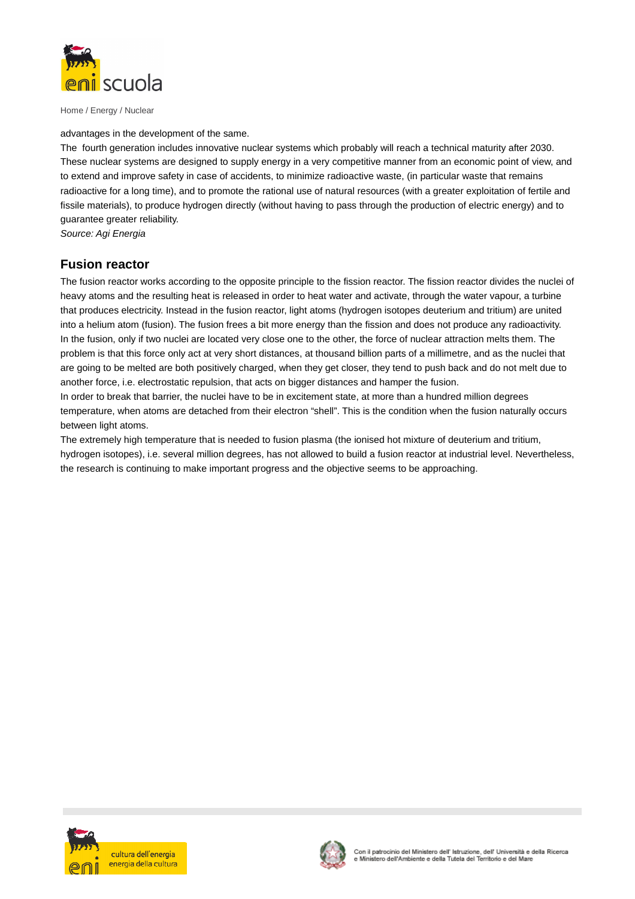advantages in the development of the same.

The fourth generation includes innovative nuclear systems which probably will reach a technical maturity after 2030. These nuclear systems are designed to supply energy in a very competitive manner from an economic point of view, and to extend and improve safety in case of accidents, to minimize radioactive waste, (in particular waste that remains radioactive for a long time), and to promote the rational use of natural resources (with a greater exploitation of fertile and fissile materials), to produce hydrogen directly (without having to pass through the production of electric energy) and to guarantee greater reliability.

*Source: Agi Energia*

## Fusion reactor

The fusion reactor works according to the opposite principle to the fission reactor. The fission reactor divides the nuclei of heavy atoms and the resulting heat is released in order to heat water and activate, through the water vapour, a turbine that produces electricity. Instead in the fusion reactor, light atoms (hydrogen isotopes deuterium and tritium) are united into a helium atom (fusion). The fusion frees a bit more energy than the fission and does not produce any radioactivity.

In the fusion, only if two nuclei are located very close one to the other, the force of nuclear attraction melts them. The problem is that this force only act at very short distances, at thousand billion parts of a millimetre, and as the nuclei that are going to be melted are both positively charged, when they get closer, they tend to push back and do not melt due to another force, i.e. electrostatic repulsion, that acts on bigger distances and hamper the fusion.

In order to break that barrier, the nuclei have to be in excitement state, at more than a hundred million degrees temperature, when atoms are detached from their electron "shell". This is the condition when the fusion naturally occurs between light atoms.

The extremely high temperature that is needed to fusion plasma (the ionised hot mixture of deuterium and tritium, hydrogen isotopes), i.e. several million degrees, has not allowed to build a fusion reactor at industrial level. Nevertheless, the research is continuing to make important progress and the objective seems to be approaching.